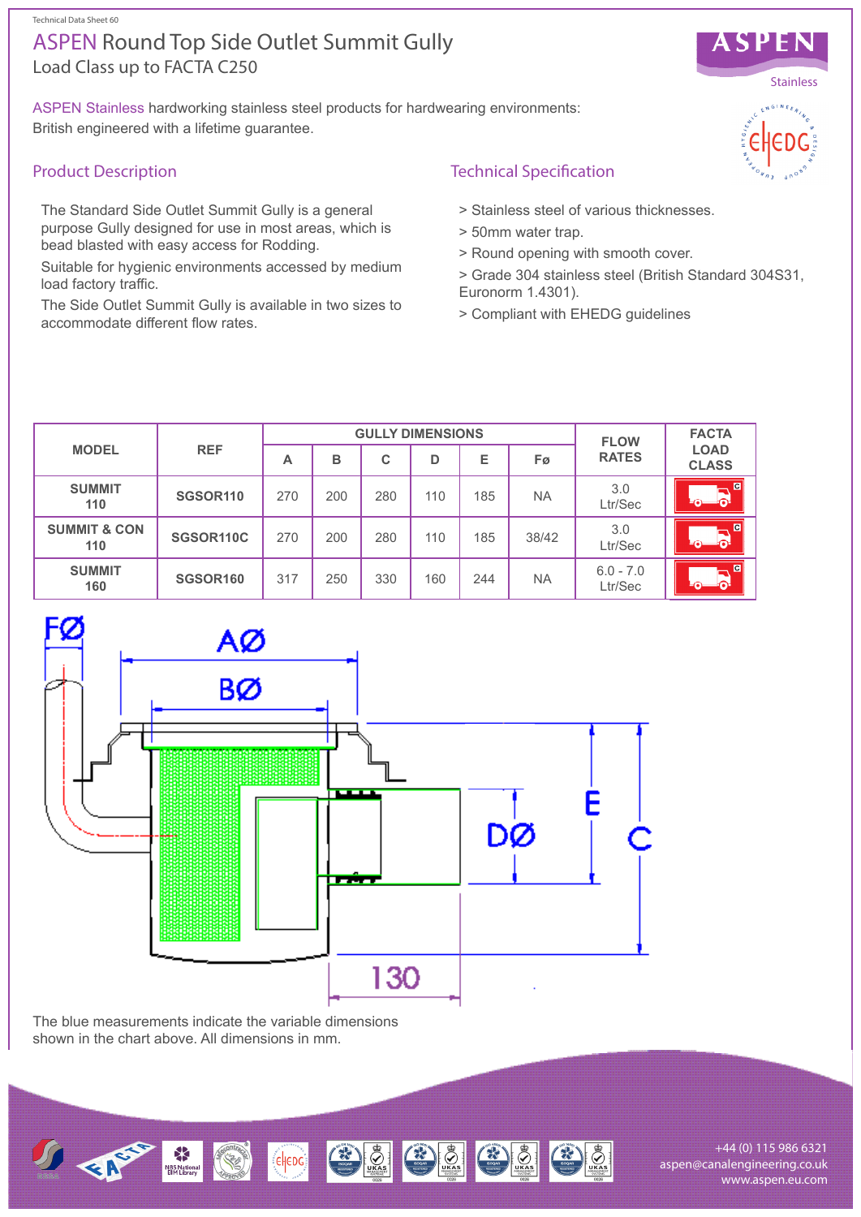Technical Data Sheet 60

# ASPEN Round Top Side Outlet Summit Gully

Load Class up to FACTA C250

ASPEN Stainless hardworking stainless steel products for hardwearing environments: British engineered with a lifetime guarantee.

## Product Description

The Standard Side Outlet Summit Gully is a general purpose Gully designed for use in most areas, which is bead blasted with easy access for Rodding.

Suitable for hygienic environments accessed by medium load factory traffic.

The Side Outlet Summit Gully is available in two sizes to accommodate different flow rates.

## Technical Specification

> Stainless steel of various thicknesses.

> 50mm water trap.

> Round opening with smooth cover.

> Grade 304 stainless steel (British Standard 304S31, Euronorm 1.4301).

> Compliant with EHEDG guidelines

| MODEL | REF | GULLY DIMENSIONS | | | | | | FLOW RATES | FACTA LOAD CLASS |
|---|---|---|---|---|---|---|---|---|---|
| | | A | B | C | D | E | Fø | | |
| SUMMIT 110 | SGSOR110 | 270 | 200 | 280 | 110 | 185 | NA | 3.0 Ltr/Sec | C |
| SUMMIT & CON 110 | SGSOR110C | 270 | 200 | 280 | 110 | 185 | 38/42 | 3.0 Ltr/Sec | C |
| SUMMIT 160 | SGSOR160 | 317 | 250 | 330 | 160 | 244 | NA | 6.0 - 7.0 Ltr/Sec | C |

FØ AØ BØ DØ E C 130

The blue measurements indicate the variable dimensions shown in the chart above. All dimensions in mm.

+44 (0) 115 986 6321
aspen@canalengineering.co.uk
www.aspen.eu.com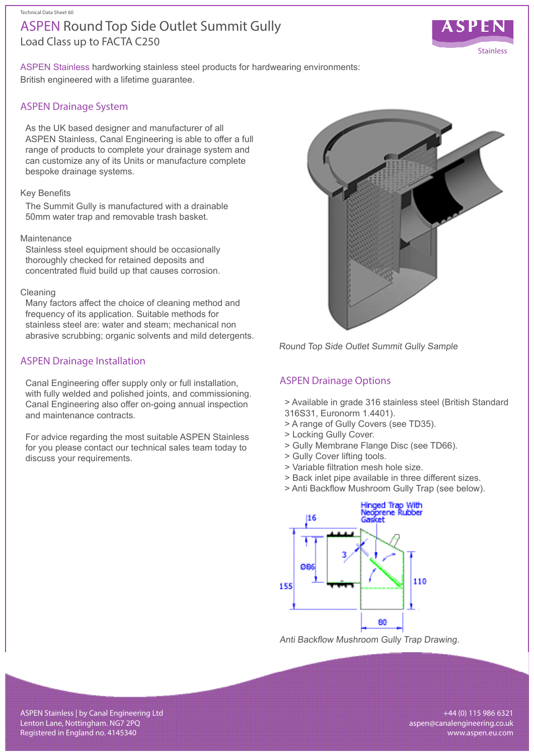Technical Data Sheet 60

# ASPEN Round Top Side Outlet Summit Gully

Load Class up to FACTA C250

ASPEN Stainless hardworking stainless steel products for hardwearing environments: British engineered with a lifetime guarantee.

## ASPEN Drainage System

As the UK based designer and manufacturer of all ASPEN Stainless, Canal Engineering is able to offer a full range of products to complete your drainage system and can customize any of its Units or manufacture complete bespoke drainage systems.

Key Benefits

The Summit Gully is manufactured with a drainable 50mm water trap and removable trash basket.

Maintenance

Stainless steel equipment should be occasionally thoroughly checked for retained deposits and concentrated fluid build up that causes corrosion.

Cleaning

Many factors affect the choice of cleaning method and frequency of its application. Suitable methods for stainless steel are: water and steam; mechanical non abrasive scrubbing; organic solvents and mild detergents.

*Round Top Side Outlet Summit Gully Sample*

## ASPEN Drainage Installation

Canal Engineering offer supply only or full installation, with fully welded and polished joints, and commissioning. Canal Engineering also offer on-going annual inspection and maintenance contracts.

For advice regarding the most suitable ASPEN Stainless for you please contact our technical sales team today to discuss your requirements.

## ASPEN Drainage Options

> Available in grade 316 stainless steel (British Standard 316S31, Euronorm 1.4401).
> A range of Gully Covers (see TD35).
> Locking Gully Cover.
> Gully Membrane Flange Disc (see TD66).
> Gully Cover lifting tools.
> Variable filtration mesh hole size.
> Back inlet pipe available in three different sizes.
> Anti Backflow Mushroom Gully Trap (see below).

Hinged Trap With Neoprene Rubber Gasket

16

3

Ø86

155

110

80

*Anti Backflow Mushroom Gully Trap Drawing.*

ASPEN Stainless | by Canal Engineering Ltd
Lenton Lane, Nottingham. NG7 2PQ
Registered in England no. 4145340

+44 (0) 115 986 6321
aspen@canalengineering.co.uk
www.aspen.eu.com